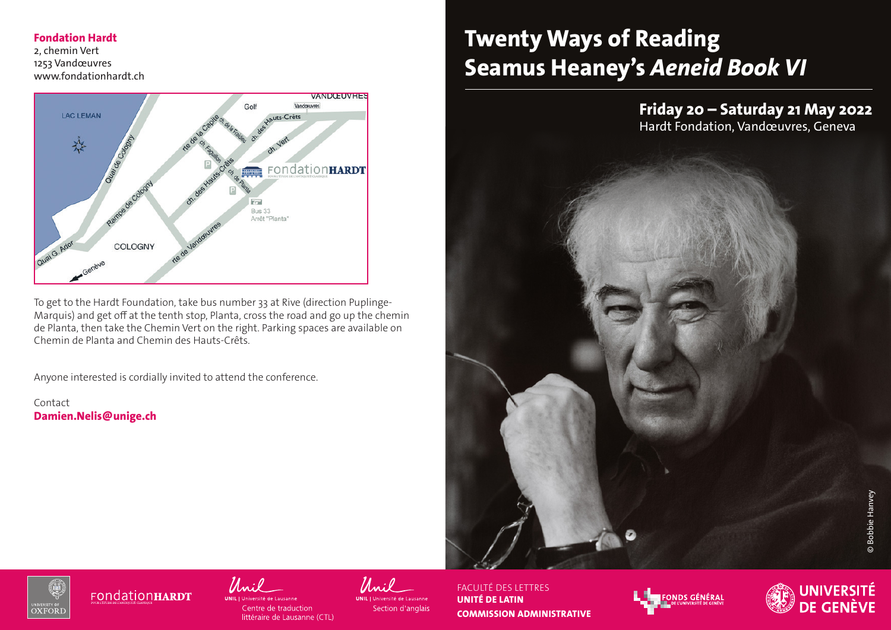**Fondation Hardt**
2, chemin Vert
1253 Vandœuvres
www.fondationhardt.ch

To get to the Hardt Foundation, take bus number 33 at Rive (direction Puplinge-Marquis) and get off at the tenth stop, Planta, cross the road and go up the chemin de Planta, then take the Chemin Vert on the right. Parking spaces are available on Chemin de Planta and Chemin des Hauts-Crêts.

Anyone interested is cordially invited to attend the conference.

Contact
**Damien.Nelis@unige.ch**

# Twenty Ways of Reading Seamus Heaney's *Aeneid Book VI*

## Friday 20 – Saturday 21 May 2022

Hardt Fondation, Vandœuvres, Geneva

© Bobbie Hanvey

University of Oxford · Fondation Hardt · UNIL | Université de Lausanne – Centre de traduction littéraire de Lausanne (CTL) · UNIL | Université de Lausanne – Section d'anglais · Faculté des lettres – **Unité de latin** – **Commission administrative** · Fonds général de l'Université de Genève · Université de Genève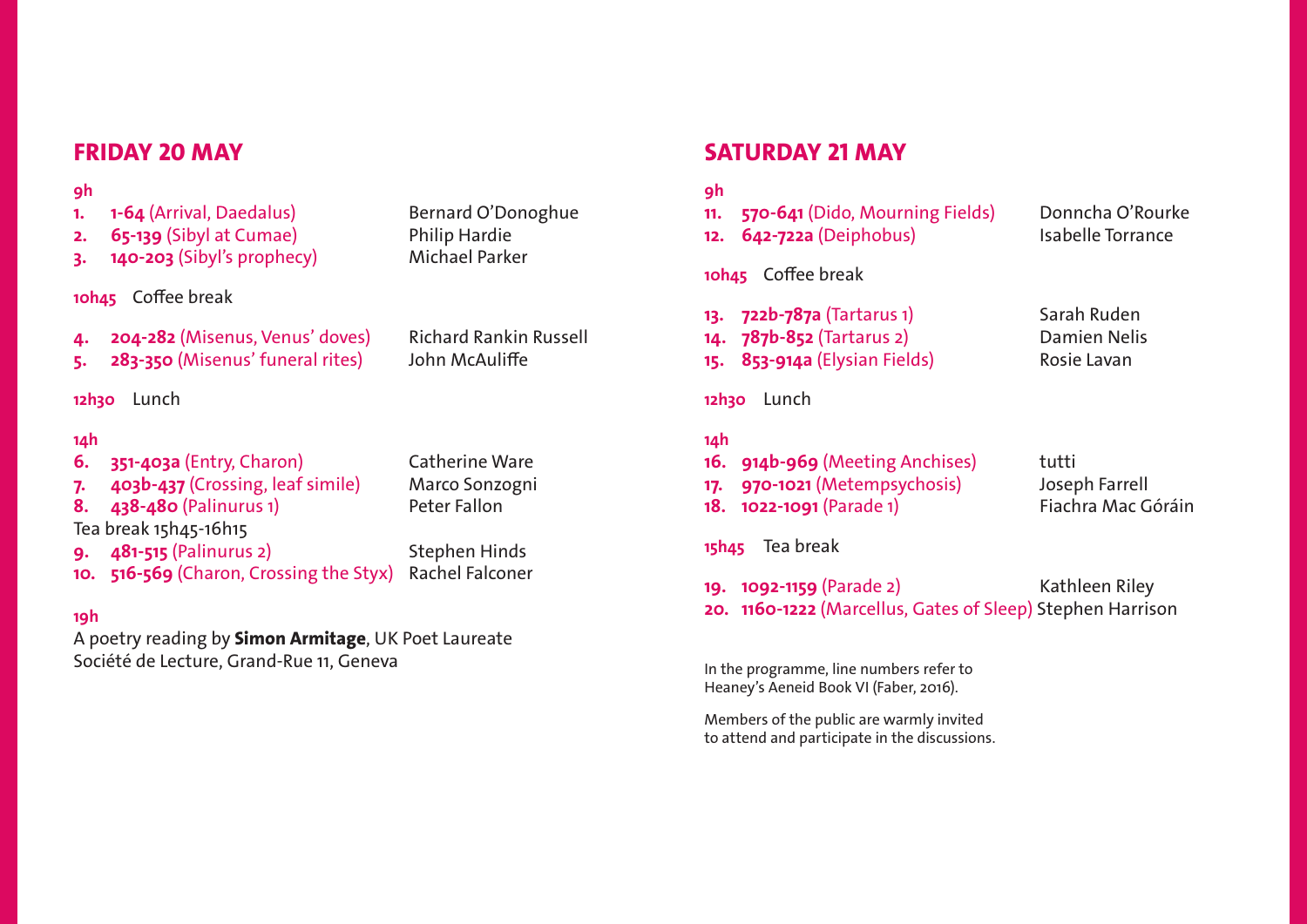## FRIDAY 20 MAY

**9h**

1. **1-64** (Arrival, Daedalus) — Bernard O'Donoghue
2. **65-139** (Sibyl at Cumae) — Philip Hardie
3. **140-203** (Sibyl's prophecy) — Michael Parker

**10h45** Coffee break

4. **204-282** (Misenus, Venus' doves) — Richard Rankin Russell
5. **283-350** (Misenus' funeral rites) — John McAuliffe

**12h30** Lunch

**14h**

6. **351-403a** (Entry, Charon) — Catherine Ware
7. **403b-437** (Crossing, leaf simile) — Marco Sonzogni
8. **438-480** (Palinurus 1) — Peter Fallon

Tea break 15h45-16h15

9. **481-515** (Palinurus 2) — Stephen Hinds
10. **516-569** (Charon, Crossing the Styx) — Rachel Falconer

**19h**

A poetry reading by **Simon Armitage**, UK Poet Laureate
Société de Lecture, Grand-Rue 11, Geneva

## SATURDAY 21 MAY

**9h**

11. **570-641** (Dido, Mourning Fields) — Donncha O'Rourke
12. **642-722a** (Deiphobus) — Isabelle Torrance

**10h45** Coffee break

13. **722b-787a** (Tartarus 1) — Sarah Ruden
14. **787b-852** (Tartarus 2) — Damien Nelis
15. **853-914a** (Elysian Fields) — Rosie Lavan

**12h30** Lunch

**14h**

16. **914b-969** (Meeting Anchises) — tutti
17. **970-1021** (Metempsychosis) — Joseph Farrell
18. **1022-1091** (Parade 1) — Fiachra Mac Góráin

**15h45** Tea break

19. **1092-1159** (Parade 2) — Kathleen Riley
20. **1160-1222** (Marcellus, Gates of Sleep) — Stephen Harrison

In the programme, line numbers refer to Heaney's Aeneid Book VI (Faber, 2016).

Members of the public are warmly invited to attend and participate in the discussions.